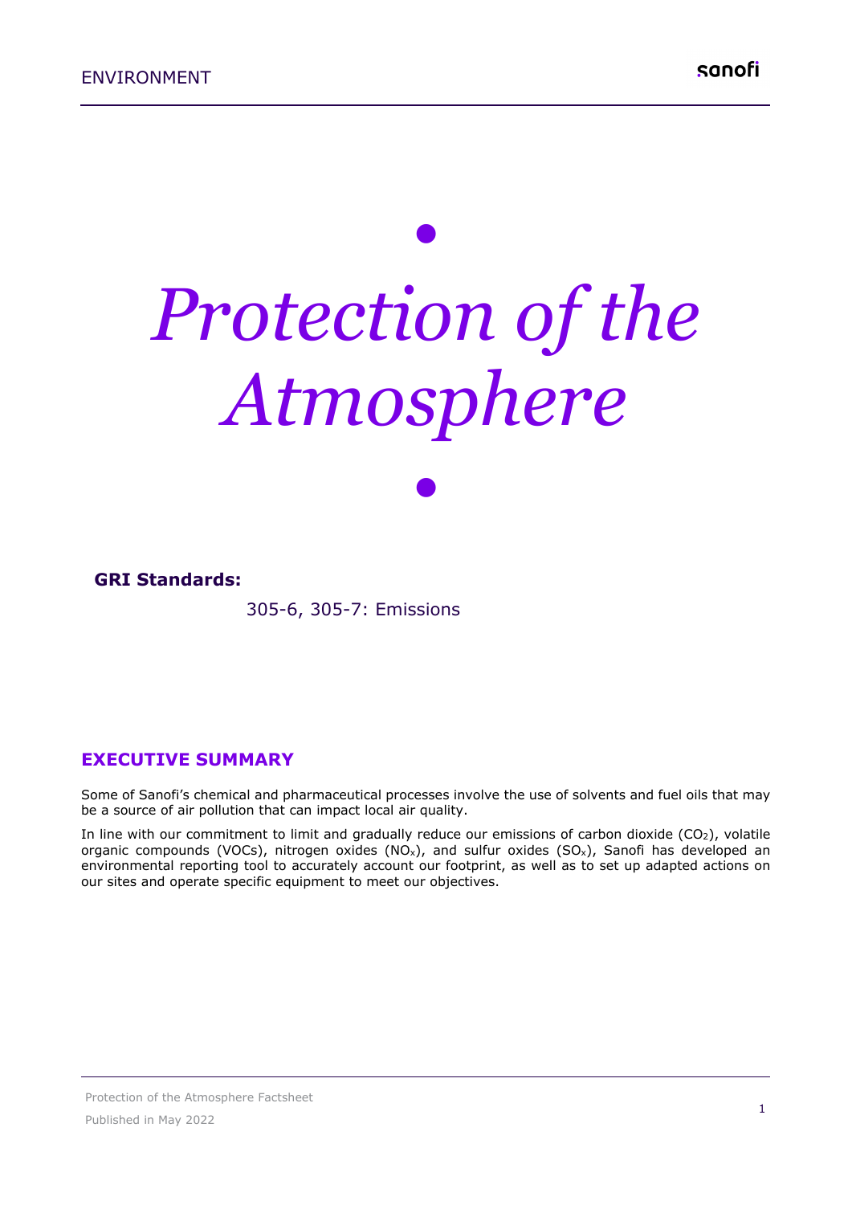# *Protection of the Atmosphere*

**GRI Standards:**

305-6, 305-7: Emissions

## EXECUTIVE SUMMARY

Some of Sanofi's chemical and pharmaceutical processes involve the use of solvents and fuel oils that may be a source of air pollution that can impact local air quality.

In line with our commitment to limit and gradually reduce our emissions of carbon dioxide ($CO_2$), volatile organic compounds (VOCs), nitrogen oxides ($NO_x$), and sulfur oxides ($SO_x$), Sanofi has developed an environmental reporting tool to accurately account our footprint, as well as to set up adapted actions on our sites and operate specific equipment to meet our objectives.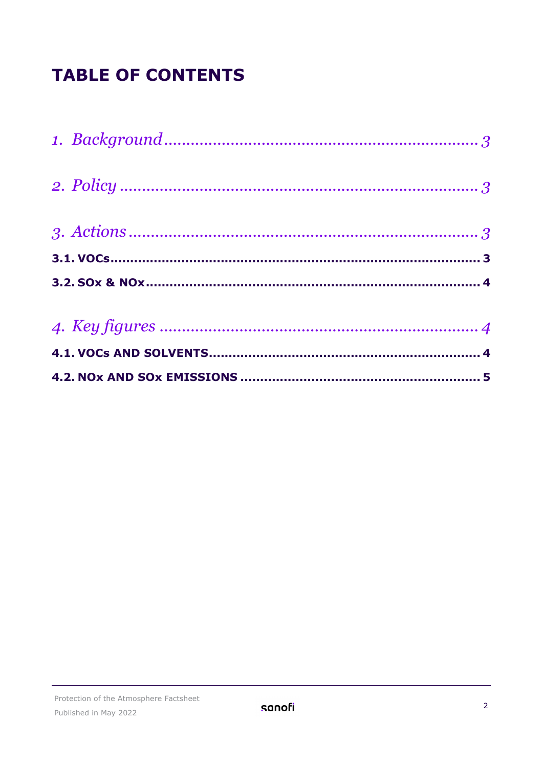# TABLE OF CONTENTS

*1. Background* ........................................................ *3*

*2. Policy* ........................................................ *3*

*3. Actions* ........................................................ *3*

**3.1. VOCs** ........................................................ **3**

**3.2. SOx & NOx** ........................................................ **4**

*4. Key figures* ........................................................ *4*

**4.1. VOCs AND SOLVENTS** ........................................................ **4**

**4.2. NOx AND SOx EMISSIONS** ........................................................ **5**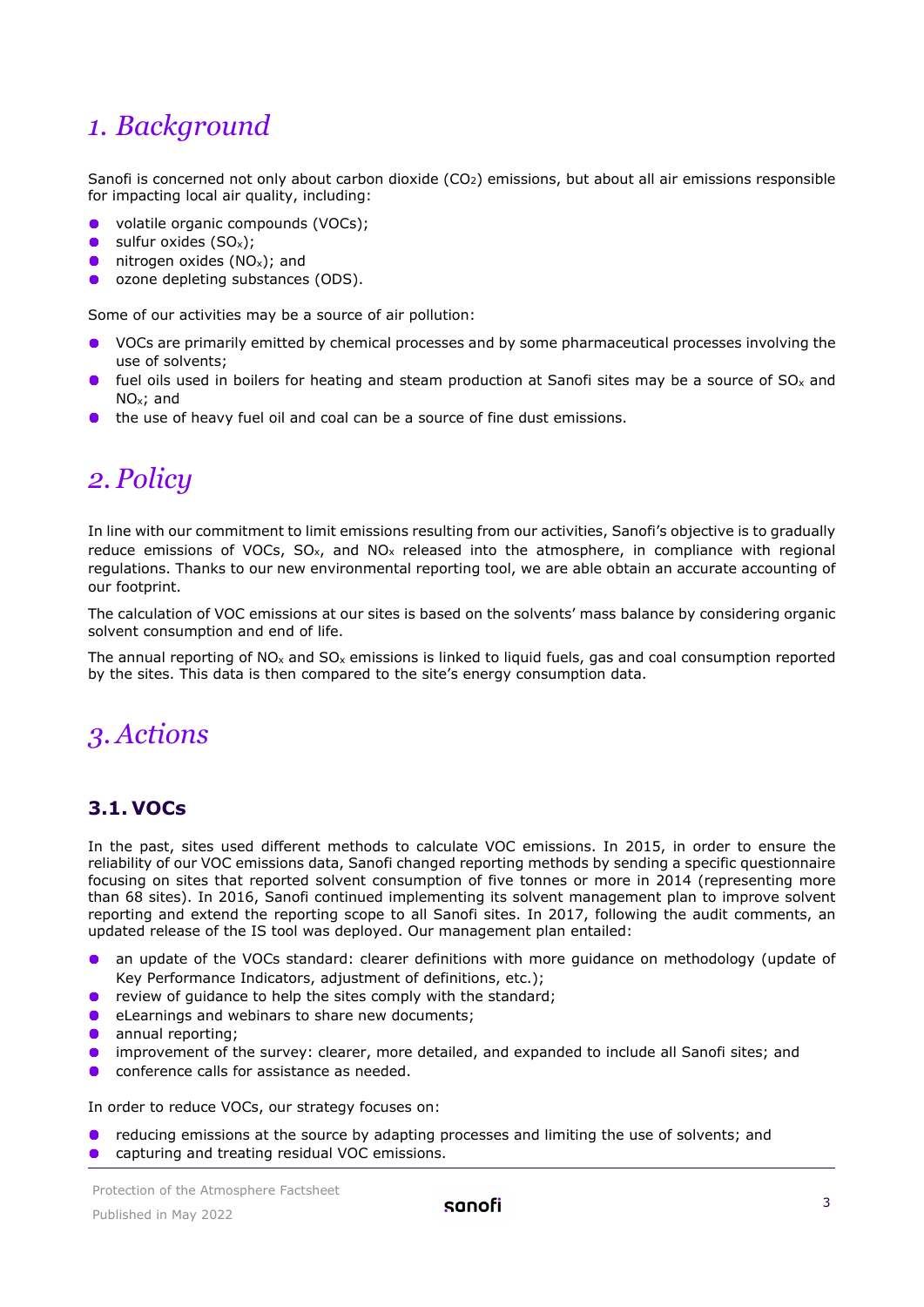// Reading the document

# *1. Background*

Sanofi is concerned not only about carbon dioxide ($CO_2$) emissions, but about all air emissions responsible for impacting local air quality, including:

- volatile organic compounds (VOCs);
- sulfur oxides ($SO_x$);
- nitrogen oxides ($NO_x$); and
- ozone depleting substances (ODS).

Some of our activities may be a source of air pollution:

- VOCs are primarily emitted by chemical processes and by some pharmaceutical processes involving the use of solvents;
- fuel oils used in boilers for heating and steam production at Sanofi sites may be a source of $SO_x$ and $NO_x$; and
- the use of heavy fuel oil and coal can be a source of fine dust emissions.

# *2. Policy*

In line with our commitment to limit emissions resulting from our activities, Sanofi's objective is to gradually reduce emissions of VOCs, $SO_x$, and $NO_x$ released into the atmosphere, in compliance with regional regulations. Thanks to our new environmental reporting tool, we are able obtain an accurate accounting of our footprint.

The calculation of VOC emissions at our sites is based on the solvents' mass balance by considering organic solvent consumption and end of life.

The annual reporting of $NO_x$ and $SO_x$ emissions is linked to liquid fuels, gas and coal consumption reported by the sites. This data is then compared to the site's energy consumption data.

# *3. Actions*

## 3.1. VOCs

In the past, sites used different methods to calculate VOC emissions. In 2015, in order to ensure the reliability of our VOC emissions data, Sanofi changed reporting methods by sending a specific questionnaire focusing on sites that reported solvent consumption of five tonnes or more in 2014 (representing more than 68 sites). In 2016, Sanofi continued implementing its solvent management plan to improve solvent reporting and extend the reporting scope to all Sanofi sites. In 2017, following the audit comments, an updated release of the IS tool was deployed. Our management plan entailed:

- an update of the VOCs standard: clearer definitions with more guidance on methodology (update of Key Performance Indicators, adjustment of definitions, etc.);
- review of guidance to help the sites comply with the standard;
- eLearnings and webinars to share new documents;
- annual reporting;
- improvement of the survey: clearer, more detailed, and expanded to include all Sanofi sites; and
- conference calls for assistance as needed.

In order to reduce VOCs, our strategy focuses on:

- reducing emissions at the source by adapting processes and limiting the use of solvents; and
- capturing and treating residual VOC emissions.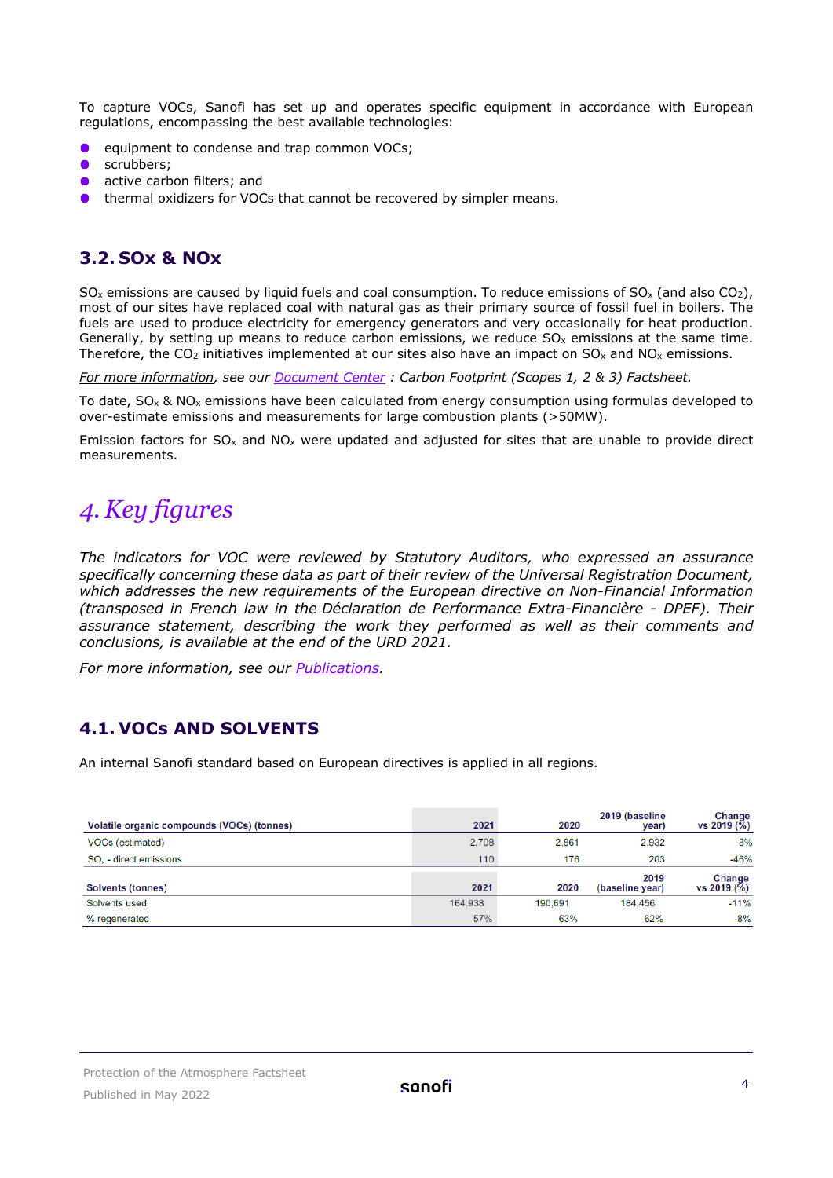To capture VOCs, Sanofi has set up and operates specific equipment in accordance with European regulations, encompassing the best available technologies:

- equipment to condense and trap common VOCs;
- scrubbers;
- active carbon filters; and
- thermal oxidizers for VOCs that cannot be recovered by simpler means.

## 3.2. SOx & NOx

$SO_x$ emissions are caused by liquid fuels and coal consumption. To reduce emissions of $SO_x$ (and also $CO_2$), most of our sites have replaced coal with natural gas as their primary source of fossil fuel in boilers. The fuels are used to produce electricity for emergency generators and very occasionally for heat production. Generally, by setting up means to reduce carbon emissions, we reduce $SO_x$ emissions at the same time. Therefore, the $CO_2$ initiatives implemented at our sites also have an impact on $SO_x$ and $NO_x$ emissions.

*For more information, see our Document Center : Carbon Footprint (Scopes 1, 2 & 3) Factsheet.*

To date, $SO_x$ & $NO_x$ emissions have been calculated from energy consumption using formulas developed to over-estimate emissions and measurements for large combustion plants (>50MW).

Emission factors for $SO_x$ and $NO_x$ were updated and adjusted for sites that are unable to provide direct measurements.

# 4. Key figures

*The indicators for VOC were reviewed by Statutory Auditors, who expressed an assurance specifically concerning these data as part of their review of the Universal Registration Document, which addresses the new requirements of the European directive on Non-Financial Information (transposed in French law in the Déclaration de Performance Extra-Financière - DPEF). Their assurance statement, describing the work they performed as well as their comments and conclusions, is available at the end of the URD 2021.*

*For more information, see our Publications.*

## 4.1. VOCs AND SOLVENTS

An internal Sanofi standard based on European directives is applied in all regions.

| Volatile organic compounds (VOCs) (tonnes) | 2021 | 2020 | 2019 (baseline year) | Change vs 2019 (%) |
|---|---|---|---|---|
| VOCs (estimated) | 2,708 | 2,861 | 2,932 | -8% |
| $SO_x$ - direct emissions | 110 | 176 | 203 | -46% |
| **Solvents (tonnes)** | **2021** | **2020** | **2019 (baseline year)** | **Change vs 2019 (%)** |
| Solvents used | 164,938 | 190,691 | 184,456 | -11% |
| % regenerated | 57% | 63% | 62% | -8% |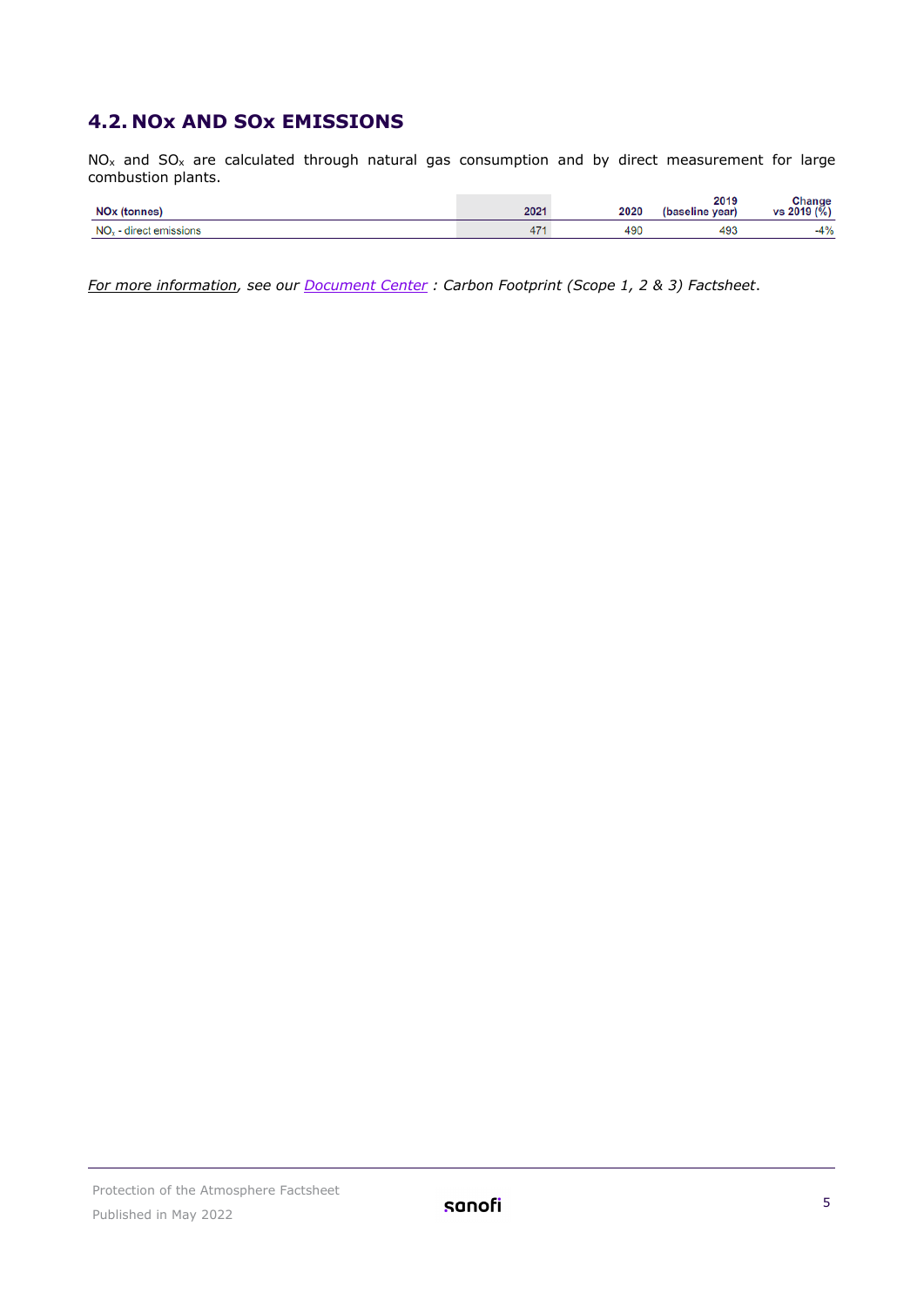## 4.2. NOx AND SOx EMISSIONS

$NO_x$ and $SO_x$ are calculated through natural gas consumption and by direct measurement for large combustion plants.

| NOx (tonnes) | 2021 | 2020 | 2019 (baseline year) | Change vs 2019 (%) |
|---|---|---|---|---|
| $NO_x$ - direct emissions | 471 | 490 | 493 | -4% |

*For more information, see our Document Center : Carbon Footprint (Scope 1, 2 & 3) Factsheet*.